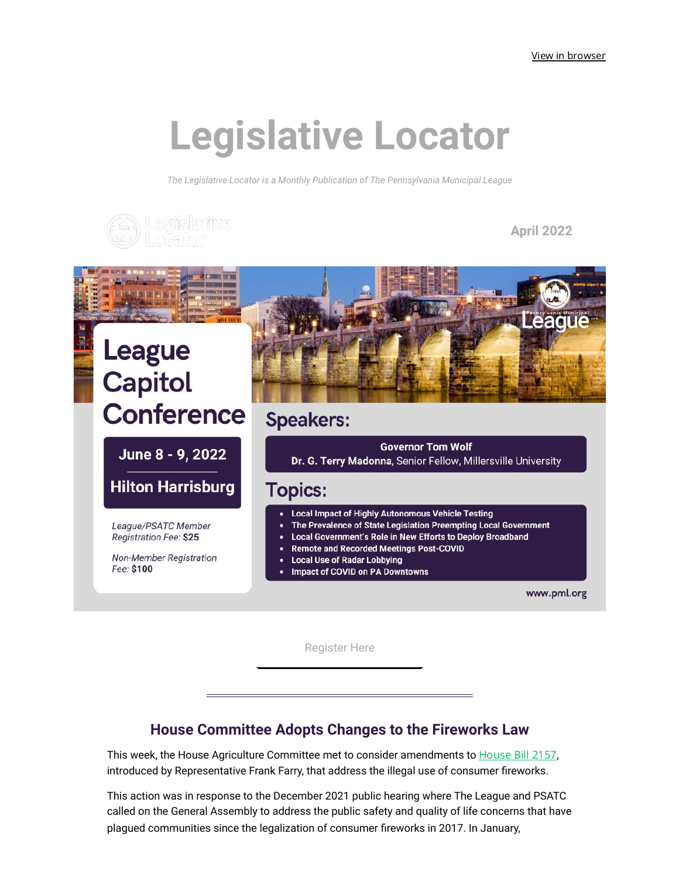View in browser

# Legislative Locator

*The Legislative Locator is a Monthly Publication of The Pennsylvania Municipal League*

Legislative Locator

**April 2022**

## League Capitol Conference

**June 8 - 9, 2022**

**Hilton Harrisburg**

*League/PSATC Member Registration Fee:* **$25**

*Non-Member Registration Fee:* **$100**

### Speakers:

**Governor Tom Wolf**
**Dr. G. Terry Madonna**, Senior Fellow, Millersville University

### Topics:

- Local Impact of Highly Autonomous Vehicle Testing
- The Prevalence of State Legislation Preempting Local Government
- Local Government's Role in New Efforts to Deploy Broadband
- Remote and Recorded Meetings Post-COVID
- Local Use of Radar Lobbying
- Impact of COVID on PA Downtowns

www.pml.org

Register Here

---

## House Committee Adopts Changes to the Fireworks Law

This week, the House Agriculture Committee met to consider amendments to House Bill 2157, introduced by Representative Frank Farry, that address the illegal use of consumer fireworks.

This action was in response to the December 2021 public hearing where The League and PSATC called on the General Assembly to address the public safety and quality of life concerns that have plagued communities since the legalization of consumer fireworks in 2017. In January,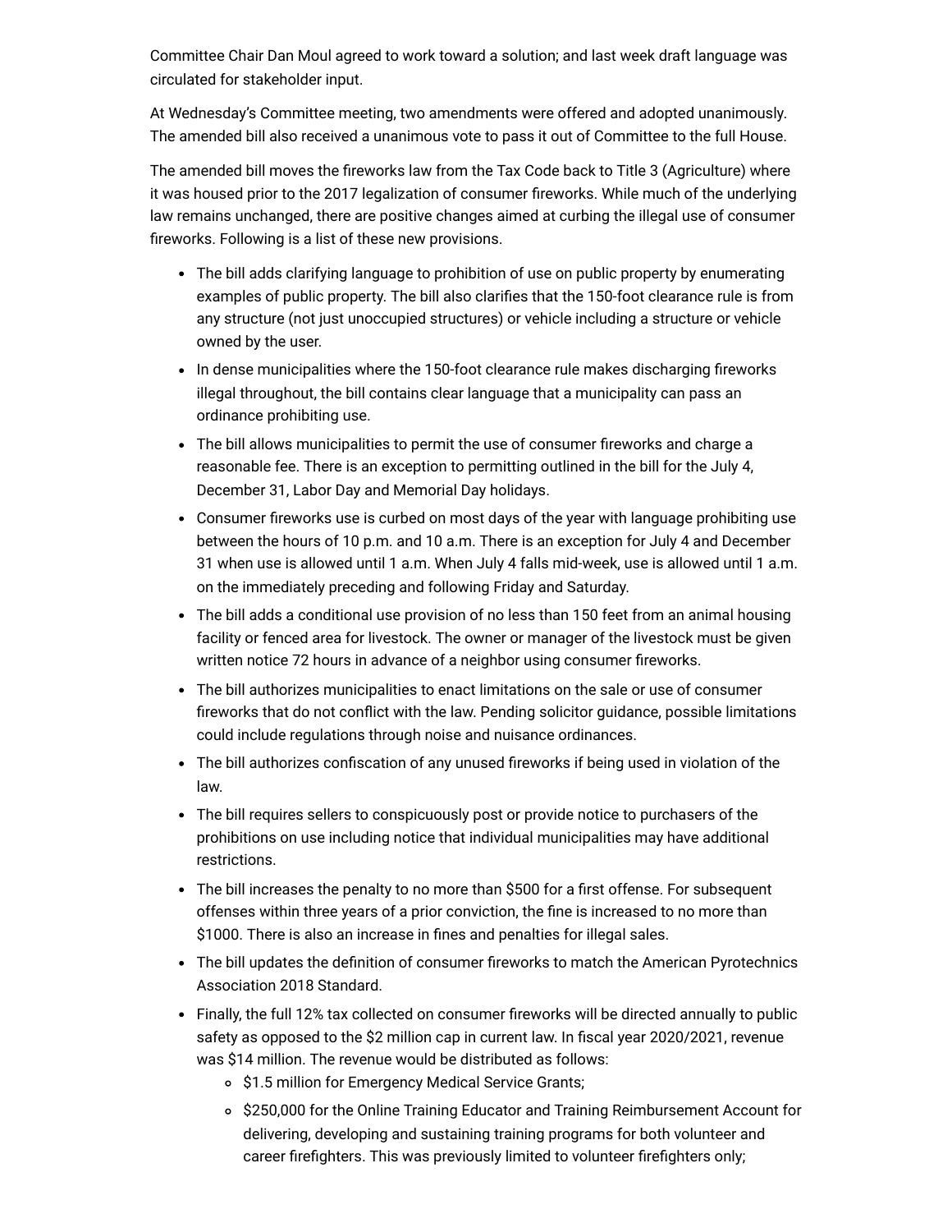Committee Chair Dan Moul agreed to work toward a solution; and last week draft language was circulated for stakeholder input.

At Wednesday's Committee meeting, two amendments were offered and adopted unanimously. The amended bill also received a unanimous vote to pass it out of Committee to the full House.

The amended bill moves the fireworks law from the Tax Code back to Title 3 (Agriculture) where it was housed prior to the 2017 legalization of consumer fireworks. While much of the underlying law remains unchanged, there are positive changes aimed at curbing the illegal use of consumer fireworks. Following is a list of these new provisions.

- The bill adds clarifying language to prohibition of use on public property by enumerating examples of public property. The bill also clarifies that the 150-foot clearance rule is from any structure (not just unoccupied structures) or vehicle including a structure or vehicle owned by the user.
- In dense municipalities where the 150-foot clearance rule makes discharging fireworks illegal throughout, the bill contains clear language that a municipality can pass an ordinance prohibiting use.
- The bill allows municipalities to permit the use of consumer fireworks and charge a reasonable fee. There is an exception to permitting outlined in the bill for the July 4, December 31, Labor Day and Memorial Day holidays.
- Consumer fireworks use is curbed on most days of the year with language prohibiting use between the hours of 10 p.m. and 10 a.m. There is an exception for July 4 and December 31 when use is allowed until 1 a.m. When July 4 falls mid-week, use is allowed until 1 a.m. on the immediately preceding and following Friday and Saturday.
- The bill adds a conditional use provision of no less than 150 feet from an animal housing facility or fenced area for livestock. The owner or manager of the livestock must be given written notice 72 hours in advance of a neighbor using consumer fireworks.
- The bill authorizes municipalities to enact limitations on the sale or use of consumer fireworks that do not conflict with the law. Pending solicitor guidance, possible limitations could include regulations through noise and nuisance ordinances.
- The bill authorizes confiscation of any unused fireworks if being used in violation of the law.
- The bill requires sellers to conspicuously post or provide notice to purchasers of the prohibitions on use including notice that individual municipalities may have additional restrictions.
- The bill increases the penalty to no more than $500 for a first offense. For subsequent offenses within three years of a prior conviction, the fine is increased to no more than $1000. There is also an increase in fines and penalties for illegal sales.
- The bill updates the definition of consumer fireworks to match the American Pyrotechnics Association 2018 Standard.
- Finally, the full 12% tax collected on consumer fireworks will be directed annually to public safety as opposed to the $2 million cap in current law. In fiscal year 2020/2021, revenue was $14 million. The revenue would be distributed as follows:
  - $1.5 million for Emergency Medical Service Grants;
  - $250,000 for the Online Training Educator and Training Reimbursement Account for delivering, developing and sustaining training programs for both volunteer and career firefighters. This was previously limited to volunteer firefighters only;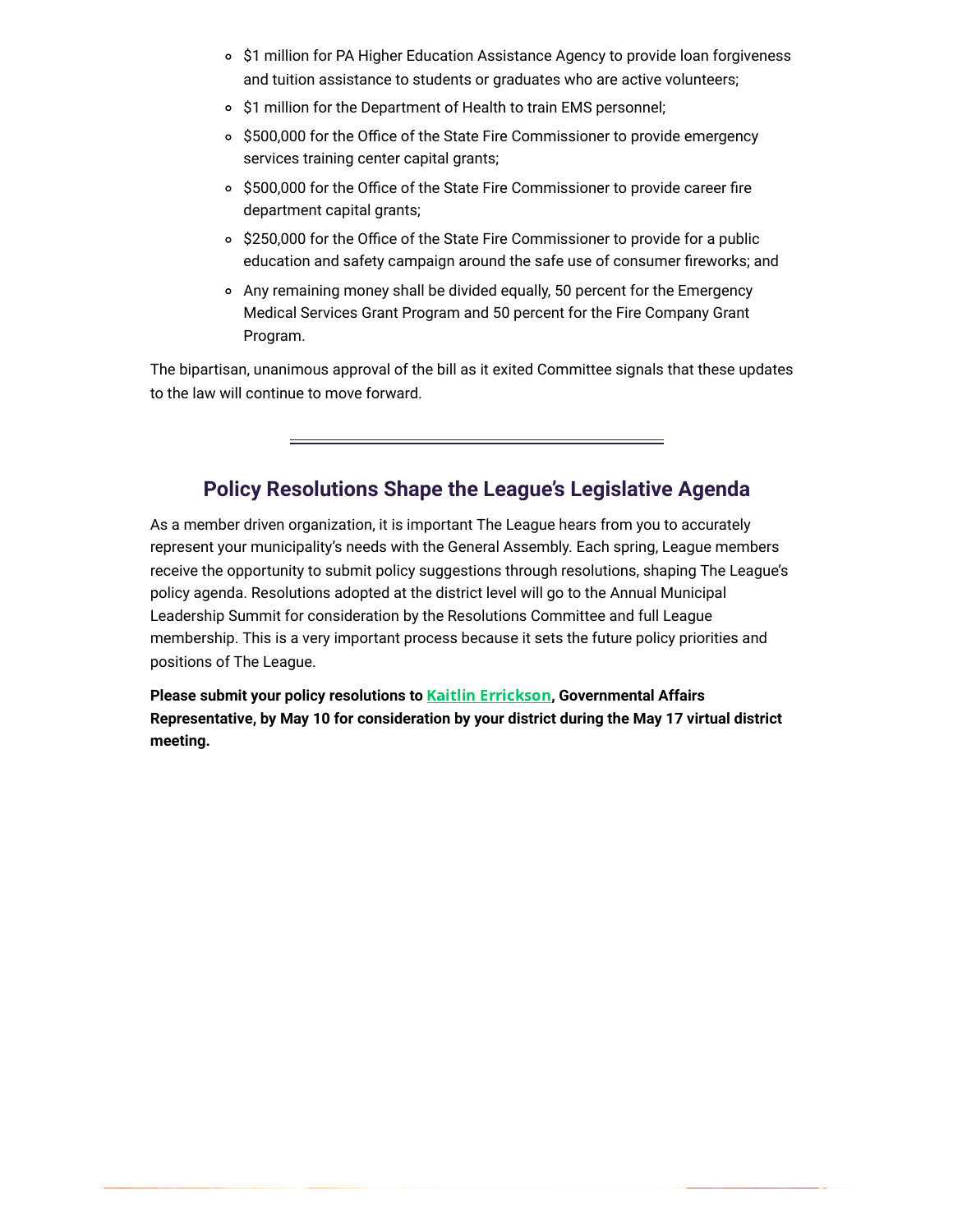- $1 million for PA Higher Education Assistance Agency to provide loan forgiveness and tuition assistance to students or graduates who are active volunteers;
- $1 million for the Department of Health to train EMS personnel;
- $500,000 for the Office of the State Fire Commissioner to provide emergency services training center capital grants;
- $500,000 for the Office of the State Fire Commissioner to provide career fire department capital grants;
- $250,000 for the Office of the State Fire Commissioner to provide for a public education and safety campaign around the safe use of consumer fireworks; and
- Any remaining money shall be divided equally, 50 percent for the Emergency Medical Services Grant Program and 50 percent for the Fire Company Grant Program.

The bipartisan, unanimous approval of the bill as it exited Committee signals that these updates to the law will continue to move forward.

---

## Policy Resolutions Shape the League's Legislative Agenda

As a member driven organization, it is important The League hears from you to accurately represent your municipality's needs with the General Assembly. Each spring, League members receive the opportunity to submit policy suggestions through resolutions, shaping The League's policy agenda. Resolutions adopted at the district level will go to the Annual Municipal Leadership Summit for consideration by the Resolutions Committee and full League membership. This is a very important process because it sets the future policy priorities and positions of The League.

**Please submit your policy resolutions to Kaitlin Errickson, Governmental Affairs Representative, by May 10 for consideration by your district during the May 17 virtual district meeting.**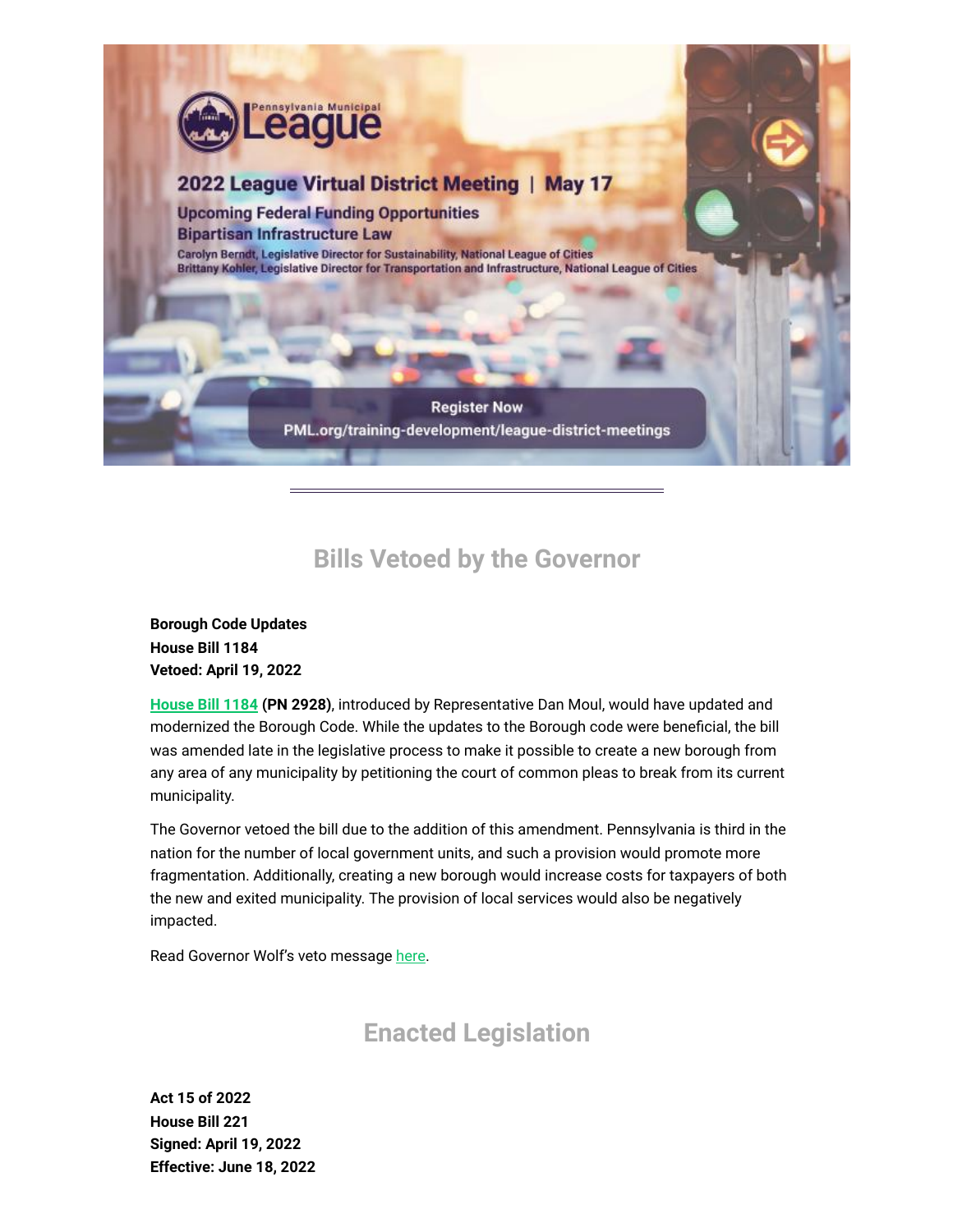Pennsylvania Municipal League

2022 League Virtual District Meeting | May 17

Upcoming Federal Funding Opportunities
Bipartisan Infrastructure Law

Carolyn Berndt, Legislative Director for Sustainability, National League of Cities
Brittany Kohler, Legislative Director for Transportation and Infrastructure, National League of Cities

Register Now
PML.org/training-development/league-district-meetings

---

## Bills Vetoed by the Governor

**Borough Code Updates**
**House Bill 1184**
**Vetoed: April 19, 2022**

House Bill 1184 **(PN 2928)**, introduced by Representative Dan Moul, would have updated and modernized the Borough Code. While the updates to the Borough code were beneficial, the bill was amended late in the legislative process to make it possible to create a new borough from any area of any municipality by petitioning the court of common pleas to break from its current municipality.

The Governor vetoed the bill due to the addition of this amendment. Pennsylvania is third in the nation for the number of local government units, and such a provision would promote more fragmentation. Additionally, creating a new borough would increase costs for taxpayers of both the new and exited municipality. The provision of local services would also be negatively impacted.

Read Governor Wolf's veto message here.

## Enacted Legislation

**Act 15 of 2022**
**House Bill 221**
**Signed: April 19, 2022**
**Effective: June 18, 2022**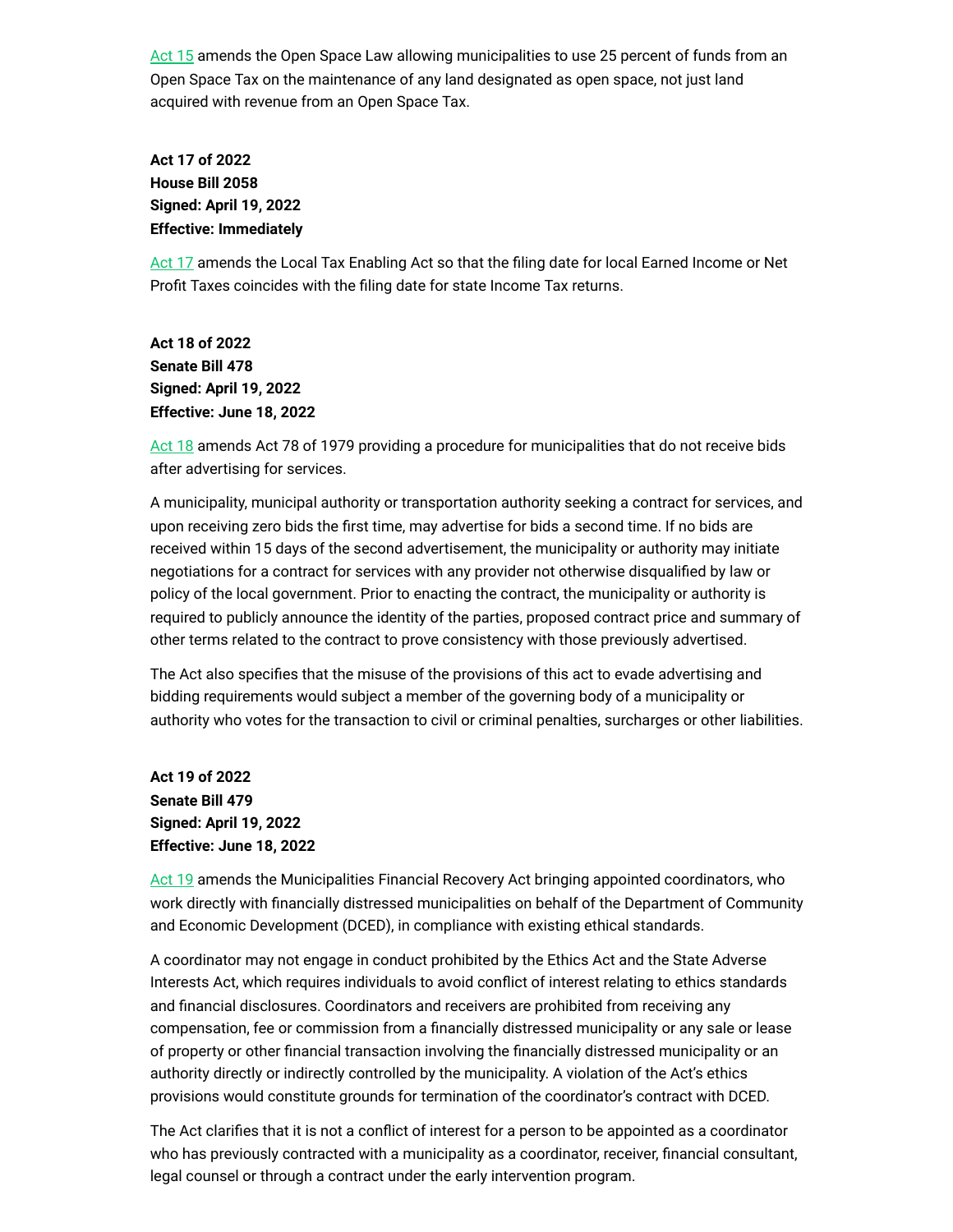Act 15 amends the Open Space Law allowing municipalities to use 25 percent of funds from an Open Space Tax on the maintenance of any land designated as open space, not just land acquired with revenue from an Open Space Tax.

**Act 17 of 2022**
**House Bill 2058**
**Signed: April 19, 2022**
**Effective: Immediately**

Act 17 amends the Local Tax Enabling Act so that the filing date for local Earned Income or Net Profit Taxes coincides with the filing date for state Income Tax returns.

**Act 18 of 2022**
**Senate Bill 478**
**Signed: April 19, 2022**
**Effective: June 18, 2022**

Act 18 amends Act 78 of 1979 providing a procedure for municipalities that do not receive bids after advertising for services.

A municipality, municipal authority or transportation authority seeking a contract for services, and upon receiving zero bids the first time, may advertise for bids a second time. If no bids are received within 15 days of the second advertisement, the municipality or authority may initiate negotiations for a contract for services with any provider not otherwise disqualified by law or policy of the local government. Prior to enacting the contract, the municipality or authority is required to publicly announce the identity of the parties, proposed contract price and summary of other terms related to the contract to prove consistency with those previously advertised.

The Act also specifies that the misuse of the provisions of this act to evade advertising and bidding requirements would subject a member of the governing body of a municipality or authority who votes for the transaction to civil or criminal penalties, surcharges or other liabilities.

**Act 19 of 2022**
**Senate Bill 479**
**Signed: April 19, 2022**
**Effective: June 18, 2022**

Act 19 amends the Municipalities Financial Recovery Act bringing appointed coordinators, who work directly with financially distressed municipalities on behalf of the Department of Community and Economic Development (DCED), in compliance with existing ethical standards.

A coordinator may not engage in conduct prohibited by the Ethics Act and the State Adverse Interests Act, which requires individuals to avoid conflict of interest relating to ethics standards and financial disclosures. Coordinators and receivers are prohibited from receiving any compensation, fee or commission from a financially distressed municipality or any sale or lease of property or other financial transaction involving the financially distressed municipality or an authority directly or indirectly controlled by the municipality. A violation of the Act's ethics provisions would constitute grounds for termination of the coordinator's contract with DCED.

The Act clarifies that it is not a conflict of interest for a person to be appointed as a coordinator who has previously contracted with a municipality as a coordinator, receiver, financial consultant, legal counsel or through a contract under the early intervention program.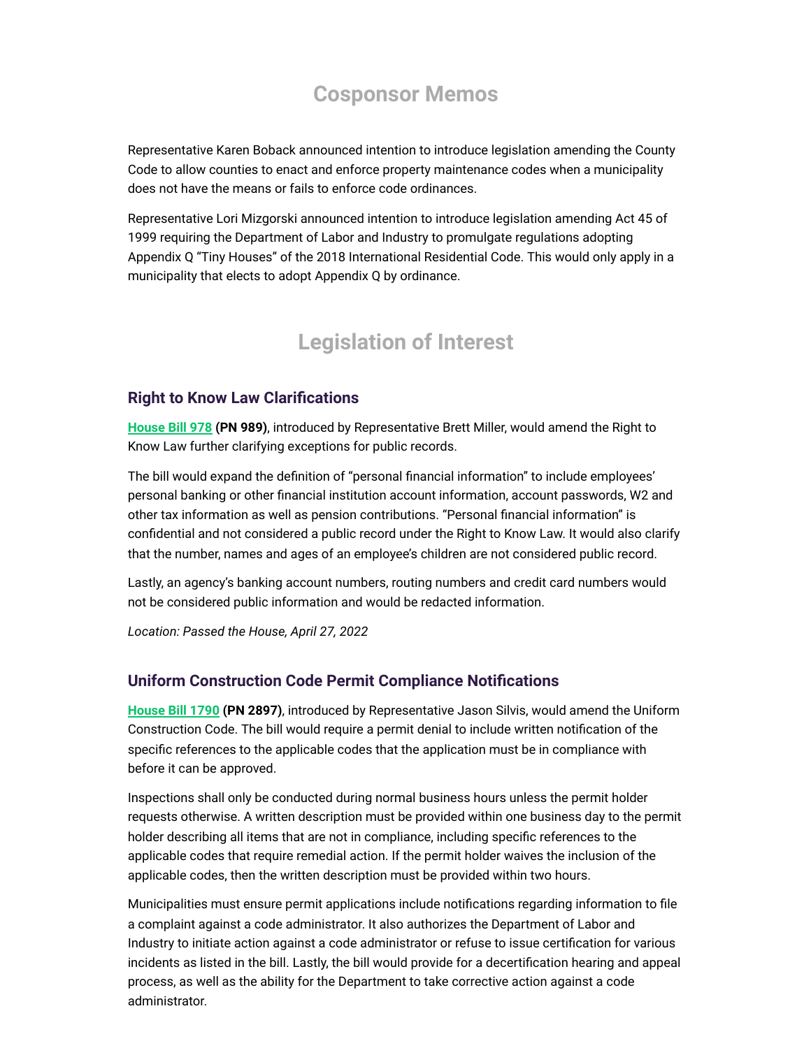## Cosponsor Memos

Representative Karen Boback announced intention to introduce legislation amending the County Code to allow counties to enact and enforce property maintenance codes when a municipality does not have the means or fails to enforce code ordinances.

Representative Lori Mizgorski announced intention to introduce legislation amending Act 45 of 1999 requiring the Department of Labor and Industry to promulgate regulations adopting Appendix Q "Tiny Houses" of the 2018 International Residential Code. This would only apply in a municipality that elects to adopt Appendix Q by ordinance.

## Legislation of Interest

### Right to Know Law Clarifications

**House Bill 978** **(PN 989)**, introduced by Representative Brett Miller, would amend the Right to Know Law further clarifying exceptions for public records.

The bill would expand the definition of "personal financial information" to include employees' personal banking or other financial institution account information, account passwords, W2 and other tax information as well as pension contributions. "Personal financial information" is confidential and not considered a public record under the Right to Know Law. It would also clarify that the number, names and ages of an employee's children are not considered public record.

Lastly, an agency's banking account numbers, routing numbers and credit card numbers would not be considered public information and would be redacted information.

*Location: Passed the House, April 27, 2022*

### Uniform Construction Code Permit Compliance Notifications

**House Bill 1790** **(PN 2897)**, introduced by Representative Jason Silvis, would amend the Uniform Construction Code. The bill would require a permit denial to include written notification of the specific references to the applicable codes that the application must be in compliance with before it can be approved.

Inspections shall only be conducted during normal business hours unless the permit holder requests otherwise. A written description must be provided within one business day to the permit holder describing all items that are not in compliance, including specific references to the applicable codes that require remedial action. If the permit holder waives the inclusion of the applicable codes, then the written description must be provided within two hours.

Municipalities must ensure permit applications include notifications regarding information to file a complaint against a code administrator. It also authorizes the Department of Labor and Industry to initiate action against a code administrator or refuse to issue certification for various incidents as listed in the bill. Lastly, the bill would provide for a decertification hearing and appeal process, as well as the ability for the Department to take corrective action against a code administrator.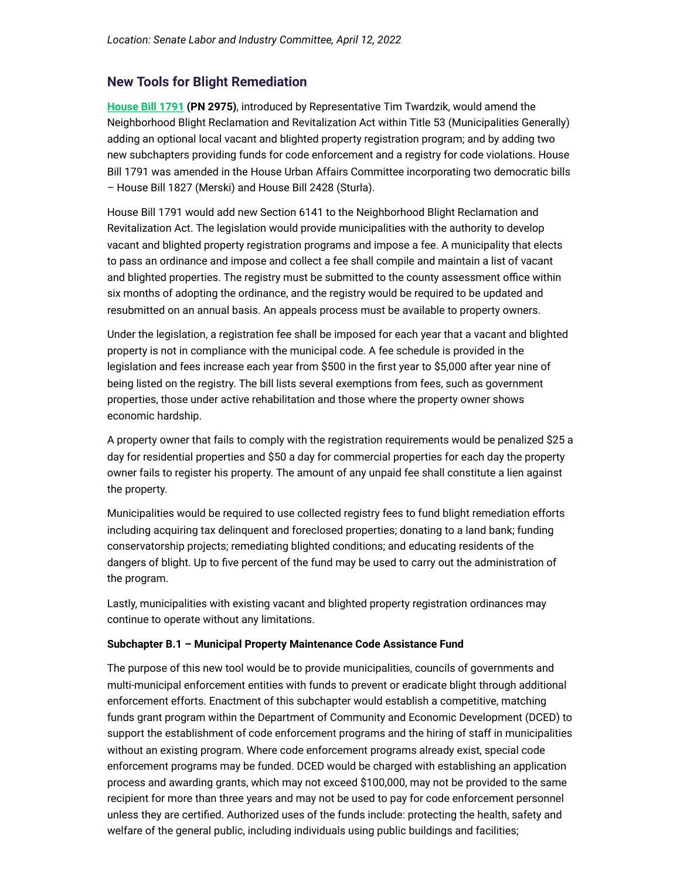*Location: Senate Labor and Industry Committee, April 12, 2022*

## New Tools for Blight Remediation

**House Bill 1791 (PN 2975)**, introduced by Representative Tim Twardzik, would amend the Neighborhood Blight Reclamation and Revitalization Act within Title 53 (Municipalities Generally) adding an optional local vacant and blighted property registration program; and by adding two new subchapters providing funds for code enforcement and a registry for code violations. House Bill 1791 was amended in the House Urban Affairs Committee incorporating two democratic bills – House Bill 1827 (Merski) and House Bill 2428 (Sturla).

House Bill 1791 would add new Section 6141 to the Neighborhood Blight Reclamation and Revitalization Act. The legislation would provide municipalities with the authority to develop vacant and blighted property registration programs and impose a fee. A municipality that elects to pass an ordinance and impose and collect a fee shall compile and maintain a list of vacant and blighted properties. The registry must be submitted to the county assessment office within six months of adopting the ordinance, and the registry would be required to be updated and resubmitted on an annual basis. An appeals process must be available to property owners.

Under the legislation, a registration fee shall be imposed for each year that a vacant and blighted property is not in compliance with the municipal code. A fee schedule is provided in the legislation and fees increase each year from $500 in the first year to $5,000 after year nine of being listed on the registry. The bill lists several exemptions from fees, such as government properties, those under active rehabilitation and those where the property owner shows economic hardship.

A property owner that fails to comply with the registration requirements would be penalized $25 a day for residential properties and $50 a day for commercial properties for each day the property owner fails to register his property. The amount of any unpaid fee shall constitute a lien against the property.

Municipalities would be required to use collected registry fees to fund blight remediation efforts including acquiring tax delinquent and foreclosed properties; donating to a land bank; funding conservatorship projects; remediating blighted conditions; and educating residents of the dangers of blight. Up to five percent of the fund may be used to carry out the administration of the program.

Lastly, municipalities with existing vacant and blighted property registration ordinances may continue to operate without any limitations.

**Subchapter B.1 – Municipal Property Maintenance Code Assistance Fund**

The purpose of this new tool would be to provide municipalities, councils of governments and multi-municipal enforcement entities with funds to prevent or eradicate blight through additional enforcement efforts. Enactment of this subchapter would establish a competitive, matching funds grant program within the Department of Community and Economic Development (DCED) to support the establishment of code enforcement programs and the hiring of staff in municipalities without an existing program. Where code enforcement programs already exist, special code enforcement programs may be funded. DCED would be charged with establishing an application process and awarding grants, which may not exceed $100,000, may not be provided to the same recipient for more than three years and may not be used to pay for code enforcement personnel unless they are certified. Authorized uses of the funds include: protecting the health, safety and welfare of the general public, including individuals using public buildings and facilities;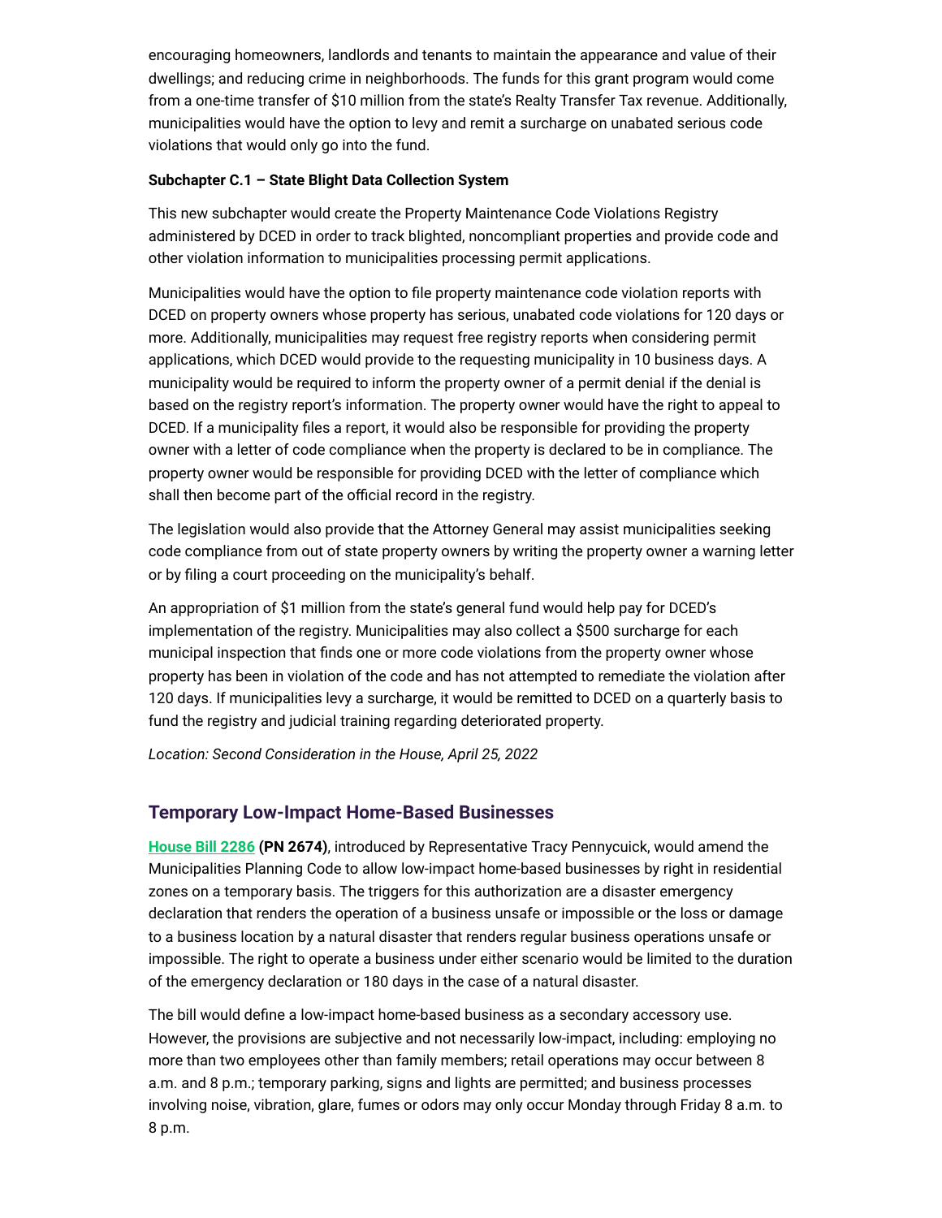encouraging homeowners, landlords and tenants to maintain the appearance and value of their dwellings; and reducing crime in neighborhoods. The funds for this grant program would come from a one-time transfer of $10 million from the state's Realty Transfer Tax revenue. Additionally, municipalities would have the option to levy and remit a surcharge on unabated serious code violations that would only go into the fund.

**Subchapter C.1 – State Blight Data Collection System**

This new subchapter would create the Property Maintenance Code Violations Registry administered by DCED in order to track blighted, noncompliant properties and provide code and other violation information to municipalities processing permit applications.

Municipalities would have the option to file property maintenance code violation reports with DCED on property owners whose property has serious, unabated code violations for 120 days or more. Additionally, municipalities may request free registry reports when considering permit applications, which DCED would provide to the requesting municipality in 10 business days. A municipality would be required to inform the property owner of a permit denial if the denial is based on the registry report's information. The property owner would have the right to appeal to DCED. If a municipality files a report, it would also be responsible for providing the property owner with a letter of code compliance when the property is declared to be in compliance. The property owner would be responsible for providing DCED with the letter of compliance which shall then become part of the official record in the registry.

The legislation would also provide that the Attorney General may assist municipalities seeking code compliance from out of state property owners by writing the property owner a warning letter or by filing a court proceeding on the municipality's behalf.

An appropriation of $1 million from the state's general fund would help pay for DCED's implementation of the registry. Municipalities may also collect a $500 surcharge for each municipal inspection that finds one or more code violations from the property owner whose property has been in violation of the code and has not attempted to remediate the violation after 120 days. If municipalities levy a surcharge, it would be remitted to DCED on a quarterly basis to fund the registry and judicial training regarding deteriorated property.

*Location: Second Consideration in the House, April 25, 2022*

## Temporary Low-Impact Home-Based Businesses

**House Bill 2286** **(PN 2674)**, introduced by Representative Tracy Pennycuick, would amend the Municipalities Planning Code to allow low-impact home-based businesses by right in residential zones on a temporary basis. The triggers for this authorization are a disaster emergency declaration that renders the operation of a business unsafe or impossible or the loss or damage to a business location by a natural disaster that renders regular business operations unsafe or impossible. The right to operate a business under either scenario would be limited to the duration of the emergency declaration or 180 days in the case of a natural disaster.

The bill would define a low-impact home-based business as a secondary accessory use. However, the provisions are subjective and not necessarily low-impact, including: employing no more than two employees other than family members; retail operations may occur between 8 a.m. and 8 p.m.; temporary parking, signs and lights are permitted; and business processes involving noise, vibration, glare, fumes or odors may only occur Monday through Friday 8 a.m. to 8 p.m.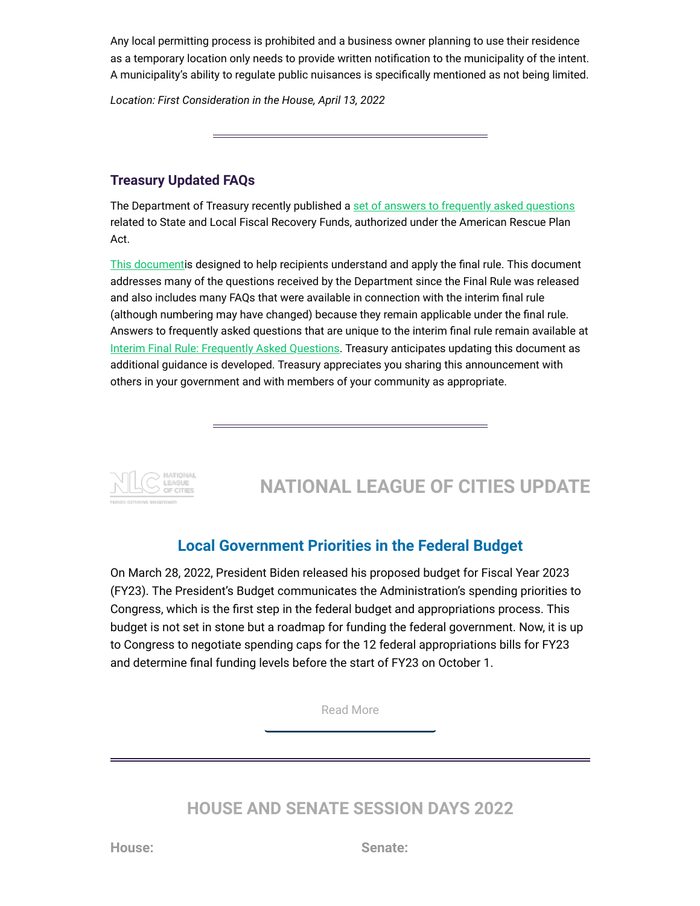Any local permitting process is prohibited and a business owner planning to use their residence as a temporary location only needs to provide written notification to the municipality of the intent. A municipality's ability to regulate public nuisances is specifically mentioned as not being limited.

*Location: First Consideration in the House, April 13, 2022*

---

### Treasury Updated FAQs

The Department of Treasury recently published a set of answers to frequently asked questions related to State and Local Fiscal Recovery Funds, authorized under the American Rescue Plan Act.

This documentis designed to help recipients understand and apply the final rule. This document addresses many of the questions received by the Department since the Final Rule was released and also includes many FAQs that were available in connection with the interim final rule (although numbering may have changed) because they remain applicable under the final rule. Answers to frequently asked questions that are unique to the interim final rule remain available at Interim Final Rule: Frequently Asked Questions. Treasury anticipates updating this document as additional guidance is developed. Treasury appreciates you sharing this announcement with others in your government and with members of your community as appropriate.

---

## NATIONAL LEAGUE OF CITIES UPDATE

### Local Government Priorities in the Federal Budget

On March 28, 2022, President Biden released his proposed budget for Fiscal Year 2023 (FY23). The President's Budget communicates the Administration's spending priorities to Congress, which is the first step in the federal budget and appropriations process. This budget is not set in stone but a roadmap for funding the federal government. Now, it is up to Congress to negotiate spending caps for the 12 federal appropriations bills for FY23 and determine final funding levels before the start of FY23 on October 1.

Read More

---

## HOUSE AND SENATE SESSION DAYS 2022

**House:**

**Senate:**